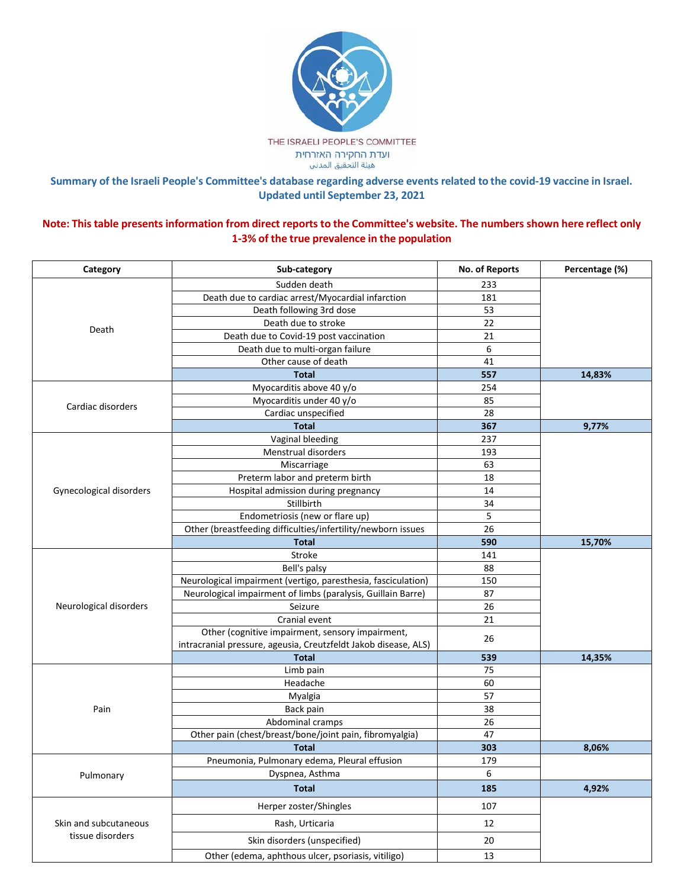THE ISRAELI PEOPLE'S COMMITTEE
ועדת החקירה האזרחית
هيئة التحقيق المدني

## Summary of the Israeli People's Committee's database regarding adverse events related to the covid-19 vaccine in Israel. Updated until September 23, 2021

**Note: This table presents information from direct reports to the Committee's website. The numbers shown here reflect only 1-3% of the true prevalence in the population**

| Category | Sub-category | No. of Reports | Percentage (%) |
|---|---|---|---|
| Death | Sudden death | 233 | |
| | Death due to cardiac arrest/Myocardial infarction | 181 | |
| | Death following 3rd dose | 53 | |
| | Death due to stroke | 22 | |
| | Death due to Covid-19 post vaccination | 21 | |
| | Death due to multi-organ failure | 6 | |
| | Other cause of death | 41 | |
| | **Total** | **557** | **14,83%** |
| Cardiac disorders | Myocarditis above 40 y/o | 254 | |
| | Myocarditis under 40 y/o | 85 | |
| | Cardiac unspecified | 28 | |
| | **Total** | **367** | **9,77%** |
| Gynecological disorders | Vaginal bleeding | 237 | |
| | Menstrual disorders | 193 | |
| | Miscarriage | 63 | |
| | Preterm labor and preterm birth | 18 | |
| | Hospital admission during pregnancy | 14 | |
| | Stillbirth | 34 | |
| | Endometriosis (new or flare up) | 5 | |
| | Other (breastfeeding difficulties/infertility/newborn issues | 26 | |
| | **Total** | **590** | **15,70%** |
| Neurological disorders | Stroke | 141 | |
| | Bell's palsy | 88 | |
| | Neurological impairment (vertigo, paresthesia, fasciculation) | 150 | |
| | Neurological impairment of limbs (paralysis, Guillain Barre) | 87 | |
| | Seizure | 26 | |
| | Cranial event | 21 | |
| | Other (cognitive impairment, sensory impairment, intracranial pressure, ageusia, Creutzfeldt Jakob disease, ALS) | 26 | |
| | **Total** | **539** | **14,35%** |
| Pain | Limb pain | 75 | |
| | Headache | 60 | |
| | Myalgia | 57 | |
| | Back pain | 38 | |
| | Abdominal cramps | 26 | |
| | Other pain (chest/breast/bone/joint pain, fibromyalgia) | 47 | |
| | **Total** | **303** | **8,06%** |
| Pulmonary | Pneumonia, Pulmonary edema, Pleural effusion | 179 | |
| | Dyspnea, Asthma | 6 | |
| | **Total** | **185** | **4,92%** |
| Skin and subcutaneous tissue disorders | Herper zoster/Shingles | 107 | |
| | Rash, Urticaria | 12 | |
| | Skin disorders (unspecified) | 20 | |
| | Other (edema, aphthous ulcer, psoriasis, vitiligo) | 13 | |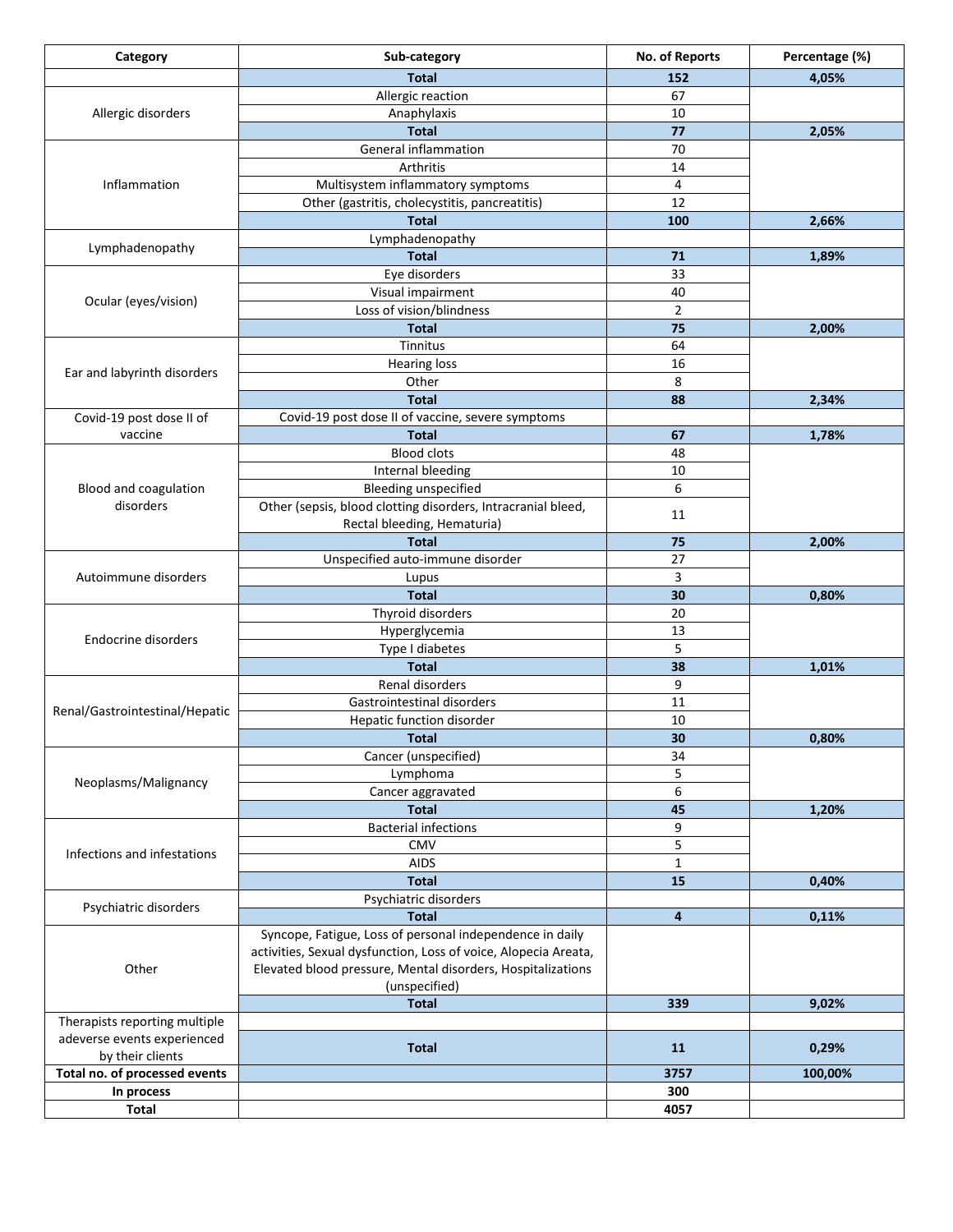| Category | Sub-category | No. of Reports | Percentage (%) |
| --- | --- | --- | --- |
| | **Total** | **152** | **4,05%** |
| Allergic disorders | Allergic reaction | 67 | |
| | Anaphylaxis | 10 | |
| | **Total** | **77** | **2,05%** |
| Inflammation | General inflammation | 70 | |
| | Arthritis | 14 | |
| | Multisystem inflammatory symptoms | 4 | |
| | Other (gastritis, cholecystitis, pancreatitis) | 12 | |
| | **Total** | **100** | **2,66%** |
| Lymphadenopathy | Lymphadenopathy | | |
| | **Total** | **71** | **1,89%** |
| Ocular (eyes/vision) | Eye disorders | 33 | |
| | Visual impairment | 40 | |
| | Loss of vision/blindness | 2 | |
| | **Total** | **75** | **2,00%** |
| Ear and labyrinth disorders | Tinnitus | 64 | |
| | Hearing loss | 16 | |
| | Other | 8 | |
| | **Total** | **88** | **2,34%** |
| Covid-19 post dose II of vaccine | Covid-19 post dose II of vaccine, severe symptoms | | |
| | **Total** | **67** | **1,78%** |
| Blood and coagulation disorders | Blood clots | 48 | |
| | Internal bleeding | 10 | |
| | Bleeding unspecified | 6 | |
| | Other (sepsis, blood clotting disorders, Intracranial bleed, Rectal bleeding, Hematuria) | 11 | |
| | **Total** | **75** | **2,00%** |
| Autoimmune disorders | Unspecified auto-immune disorder | 27 | |
| | Lupus | 3 | |
| | **Total** | **30** | **0,80%** |
| Endocrine disorders | Thyroid disorders | 20 | |
| | Hyperglycemia | 13 | |
| | Type I diabetes | 5 | |
| | **Total** | **38** | **1,01%** |
| Renal/Gastrointestinal/Hepatic | Renal disorders | 9 | |
| | Gastrointestinal disorders | 11 | |
| | Hepatic function disorder | 10 | |
| | **Total** | **30** | **0,80%** |
| Neoplasms/Malignancy | Cancer (unspecified) | 34 | |
| | Lymphoma | 5 | |
| | Cancer aggravated | 6 | |
| | **Total** | **45** | **1,20%** |
| Infections and infestations | Bacterial infections | 9 | |
| | CMV | 5 | |
| | AIDS | 1 | |
| | **Total** | **15** | **0,40%** |
| Psychiatric disorders | Psychiatric disorders | | |
| | **Total** | **4** | **0,11%** |
| Other | Syncope, Fatigue, Loss of personal independence in daily activities, Sexual dysfunction, Loss of voice, Alopecia Areata, Elevated blood pressure, Mental disorders, Hospitalizations (unspecified) | | |
| | **Total** | **339** | **9,02%** |
| Therapists reporting multiple adeverse events experienced by their clients | | | |
| | **Total** | **11** | **0,29%** |
| **Total no. of processed events** | | **3757** | **100,00%** |
| **In process** | | **300** | |
| **Total** | | **4057** | |